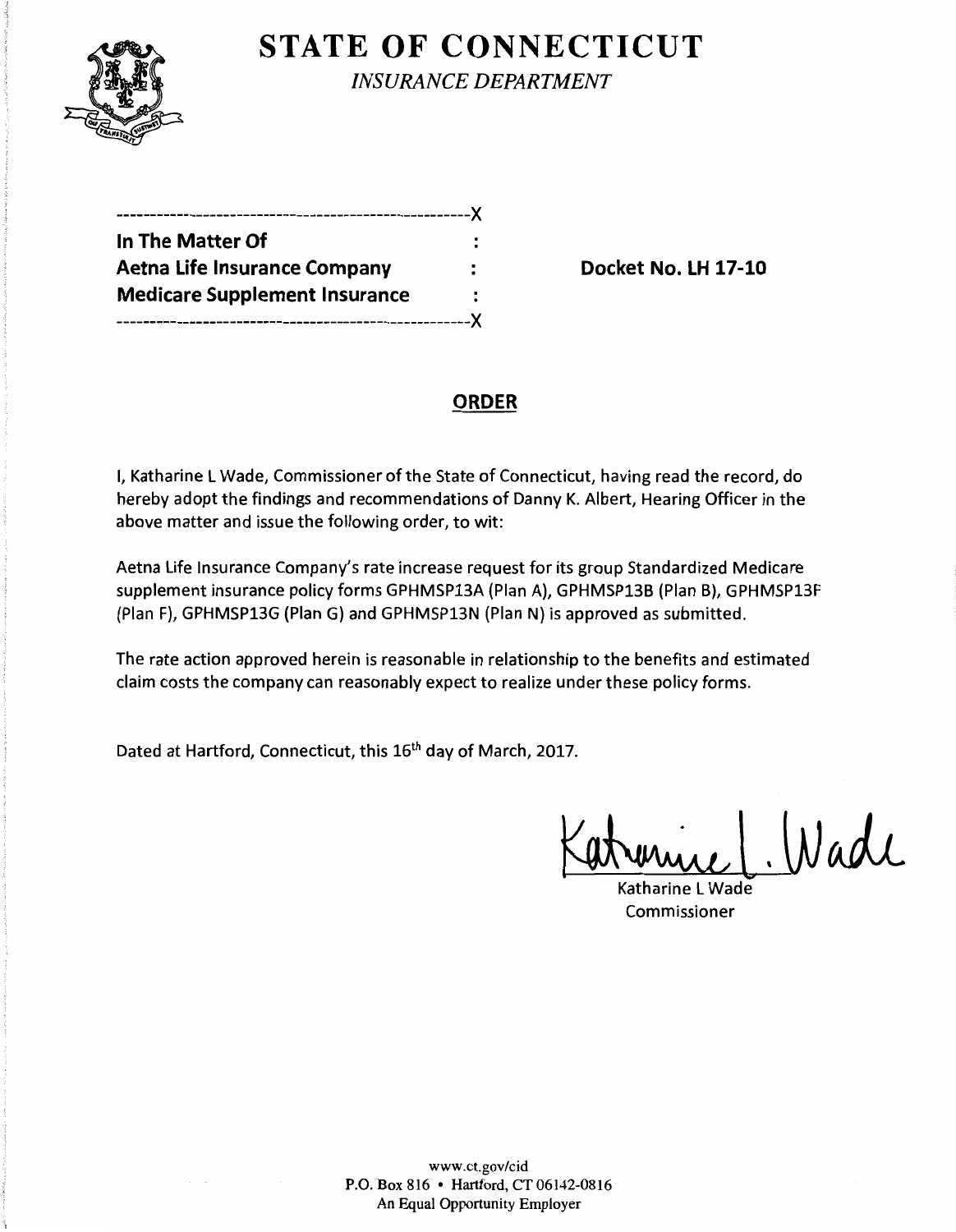# STATE OF CONNECTICUT

*INSURANCE DEPARTMENT*

---

**In The Matter Of**
**Aetna Life Insurance Company**
**Medicare Supplement Insurance**

---

**Docket No. LH 17-10**

## ORDER

I, Katharine L Wade, Commissioner of the State of Connecticut, having read the record, do hereby adopt the findings and recommendations of Danny K. Albert, Hearing Officer in the above matter and issue the following order, to wit:

Aetna Life Insurance Company's rate increase request for its group Standardized Medicare supplement insurance policy forms GPHMSP13A (Plan A), GPHMSP13B (Plan B), GPHMSP13F (Plan F), GPHMSP13G (Plan G) and GPHMSP13N (Plan N) is approved as submitted.

The rate action approved herein is reasonable in relationship to the benefits and estimated claim costs the company can reasonably expect to realize under these policy forms.

Dated at Hartford, Connecticut, this 16th day of March, 2017.

Katharine L Wade
Commissioner

www.ct.gov/cid
P.O. Box 816 • Hartford, CT 06142-0816
An Equal Opportunity Employer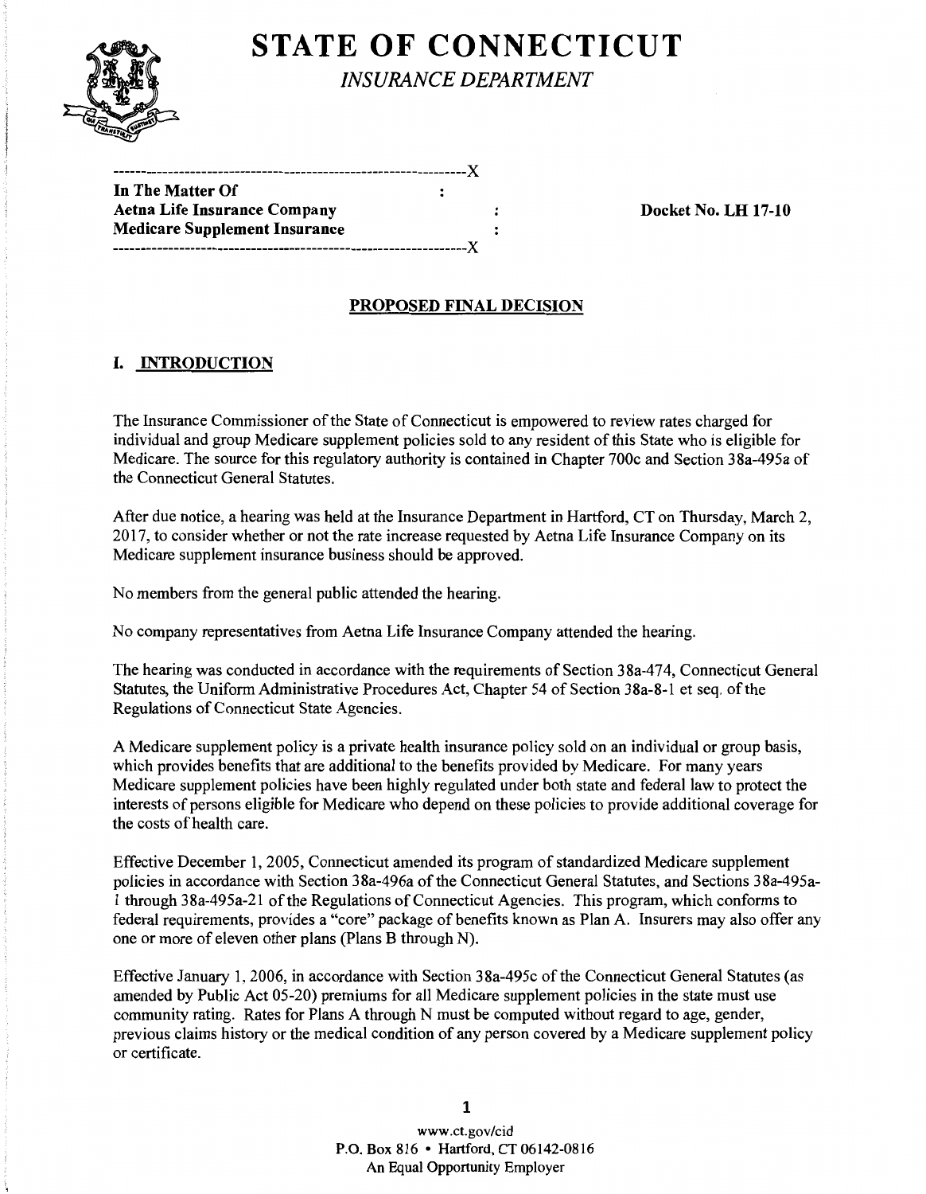# STATE OF CONNECTICUT

*INSURANCE DEPARTMENT*

```
--------------------------------------------------------------X
In The Matter Of                                    :
Aetna Life Insurance Company                        :        Docket No. LH 17-10
Medicare Supplement Insurance                       :
--------------------------------------------------------------X
```

## PROPOSED FINAL DECISION

### I. INTRODUCTION

The Insurance Commissioner of the State of Connecticut is empowered to review rates charged for individual and group Medicare supplement policies sold to any resident of this State who is eligible for Medicare. The source for this regulatory authority is contained in Chapter 700c and Section 38a-495a of the Connecticut General Statutes.

After due notice, a hearing was held at the Insurance Department in Hartford, CT on Thursday, March 2, 2017, to consider whether or not the rate increase requested by Aetna Life Insurance Company on its Medicare supplement insurance business should be approved.

No members from the general public attended the hearing.

No company representatives from Aetna Life Insurance Company attended the hearing.

The hearing was conducted in accordance with the requirements of Section 38a-474, Connecticut General Statutes, the Uniform Administrative Procedures Act, Chapter 54 of Section 38a-8-1 et seq. of the Regulations of Connecticut State Agencies.

A Medicare supplement policy is a private health insurance policy sold on an individual or group basis, which provides benefits that are additional to the benefits provided by Medicare. For many years Medicare supplement policies have been highly regulated under both state and federal law to protect the interests of persons eligible for Medicare who depend on these policies to provide additional coverage for the costs of health care.

Effective December 1, 2005, Connecticut amended its program of standardized Medicare supplement policies in accordance with Section 38a-496a of the Connecticut General Statutes, and Sections 38a-495a-1 through 38a-495a-21 of the Regulations of Connecticut Agencies. This program, which conforms to federal requirements, provides a "core" package of benefits known as Plan A. Insurers may also offer any one or more of eleven other plans (Plans B through N).

Effective January 1, 2006, in accordance with Section 38a-495c of the Connecticut General Statutes (as amended by Public Act 05-20) premiums for all Medicare supplement policies in the state must use community rating. Rates for Plans A through N must be computed without regard to age, gender, previous claims history or the medical condition of any person covered by a Medicare supplement policy or certificate.

www.ct.gov/cid
P.O. Box 816 • Hartford, CT 06142-0816
An Equal Opportunity Employer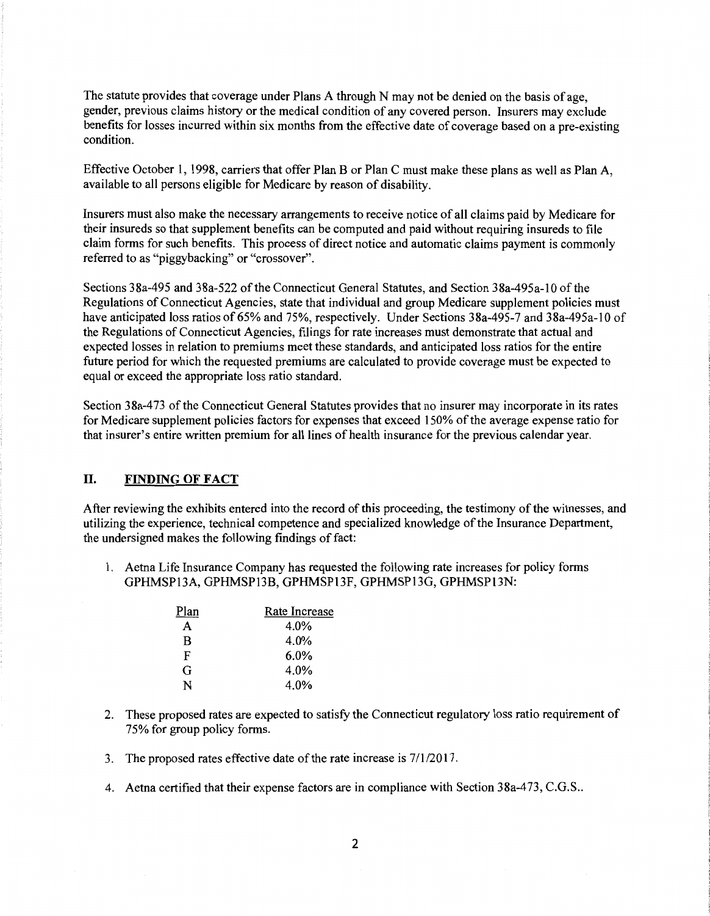The statute provides that coverage under Plans A through N may not be denied on the basis of age, gender, previous claims history or the medical condition of any covered person. Insurers may exclude benefits for losses incurred within six months from the effective date of coverage based on a pre-existing condition.

Effective October 1, 1998, carriers that offer Plan B or Plan C must make these plans as well as Plan A, available to all persons eligible for Medicare by reason of disability.

Insurers must also make the necessary arrangements to receive notice of all claims paid by Medicare for their insureds so that supplement benefits can be computed and paid without requiring insureds to file claim forms for such benefits. This process of direct notice and automatic claims payment is commonly referred to as "piggybacking" or "crossover".

Sections 38a-495 and 38a-522 of the Connecticut General Statutes, and Section 38a-495a-10 of the Regulations of Connecticut Agencies, state that individual and group Medicare supplement policies must have anticipated loss ratios of 65% and 75%, respectively. Under Sections 38a-495-7 and 38a-495a-10 of the Regulations of Connecticut Agencies, filings for rate increases must demonstrate that actual and expected losses in relation to premiums meet these standards, and anticipated loss ratios for the entire future period for which the requested premiums are calculated to provide coverage must be expected to equal or exceed the appropriate loss ratio standard.

Section 38a-473 of the Connecticut General Statutes provides that no insurer may incorporate in its rates for Medicare supplement policies factors for expenses that exceed 150% of the average expense ratio for that insurer's entire written premium for all lines of health insurance for the previous calendar year.

## II. FINDING OF FACT

After reviewing the exhibits entered into the record of this proceeding, the testimony of the witnesses, and utilizing the experience, technical competence and specialized knowledge of the Insurance Department, the undersigned makes the following findings of fact:

1. Aetna Life Insurance Company has requested the following rate increases for policy forms GPHMSP13A, GPHMSP13B, GPHMSP13F, GPHMSP13G, GPHMSP13N:

| Plan | Rate Increase |
|---|---|
| A | 4.0% |
| B | 4.0% |
| F | 6.0% |
| G | 4.0% |
| N | 4.0% |

2. These proposed rates are expected to satisfy the Connecticut regulatory loss ratio requirement of 75% for group policy forms.

3. The proposed rates effective date of the rate increase is 7/1/2017.

4. Aetna certified that their expense factors are in compliance with Section 38a-473, C.G.S..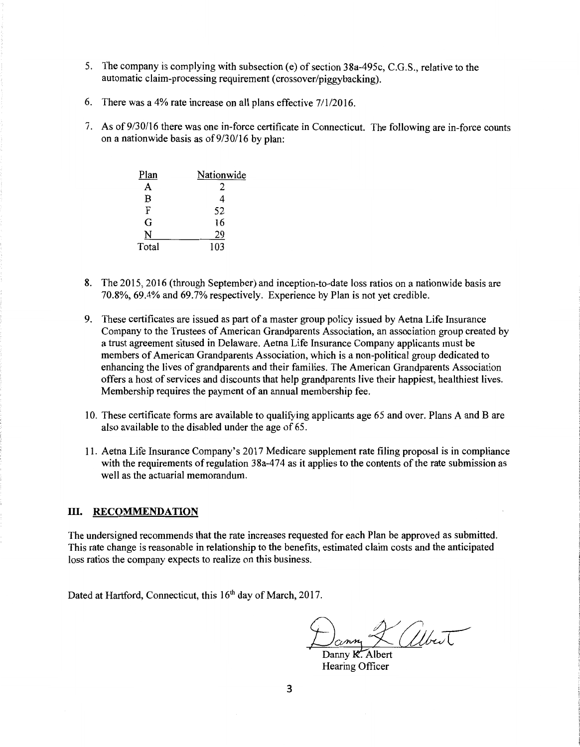5. The company is complying with subsection (e) of section 38a-495c, C.G.S., relative to the automatic claim-processing requirement (crossover/piggybacking).

6. There was a 4% rate increase on all plans effective 7/1/2016.

7. As of 9/30/16 there was one in-force certificate in Connecticut. The following are in-force counts on a nationwide basis as of 9/30/16 by plan:

| Plan | Nationwide |
|---|---|
| A | 2 |
| B | 4 |
| F | 52 |
| G | 16 |
| N | 29 |
| Total | 103 |

8. The 2015, 2016 (through September) and inception-to-date loss ratios on a nationwide basis are 70.8%, 69.4% and 69.7% respectively. Experience by Plan is not yet credible.

9. These certificates are issued as part of a master group policy issued by Aetna Life Insurance Company to the Trustees of American Grandparents Association, an association group created by a trust agreement sitused in Delaware. Aetna Life Insurance Company applicants must be members of American Grandparents Association, which is a non-political group dedicated to enhancing the lives of grandparents and their families. The American Grandparents Association offers a host of services and discounts that help grandparents live their happiest, healthiest lives. Membership requires the payment of an annual membership fee.

10. These certificate forms are available to qualifying applicants age 65 and over. Plans A and B are also available to the disabled under the age of 65.

11. Aetna Life Insurance Company's 2017 Medicare supplement rate filing proposal is in compliance with the requirements of regulation 38a-474 as it applies to the contents of the rate submission as well as the actuarial memorandum.

## III. RECOMMENDATION

The undersigned recommends that the rate increases requested for each Plan be approved as submitted. This rate change is reasonable in relationship to the benefits, estimated claim costs and the anticipated loss ratios the company expects to realize on this business.

Dated at Hartford, Connecticut, this 16th day of March, 2017.

Danny K. Albert
Hearing Officer